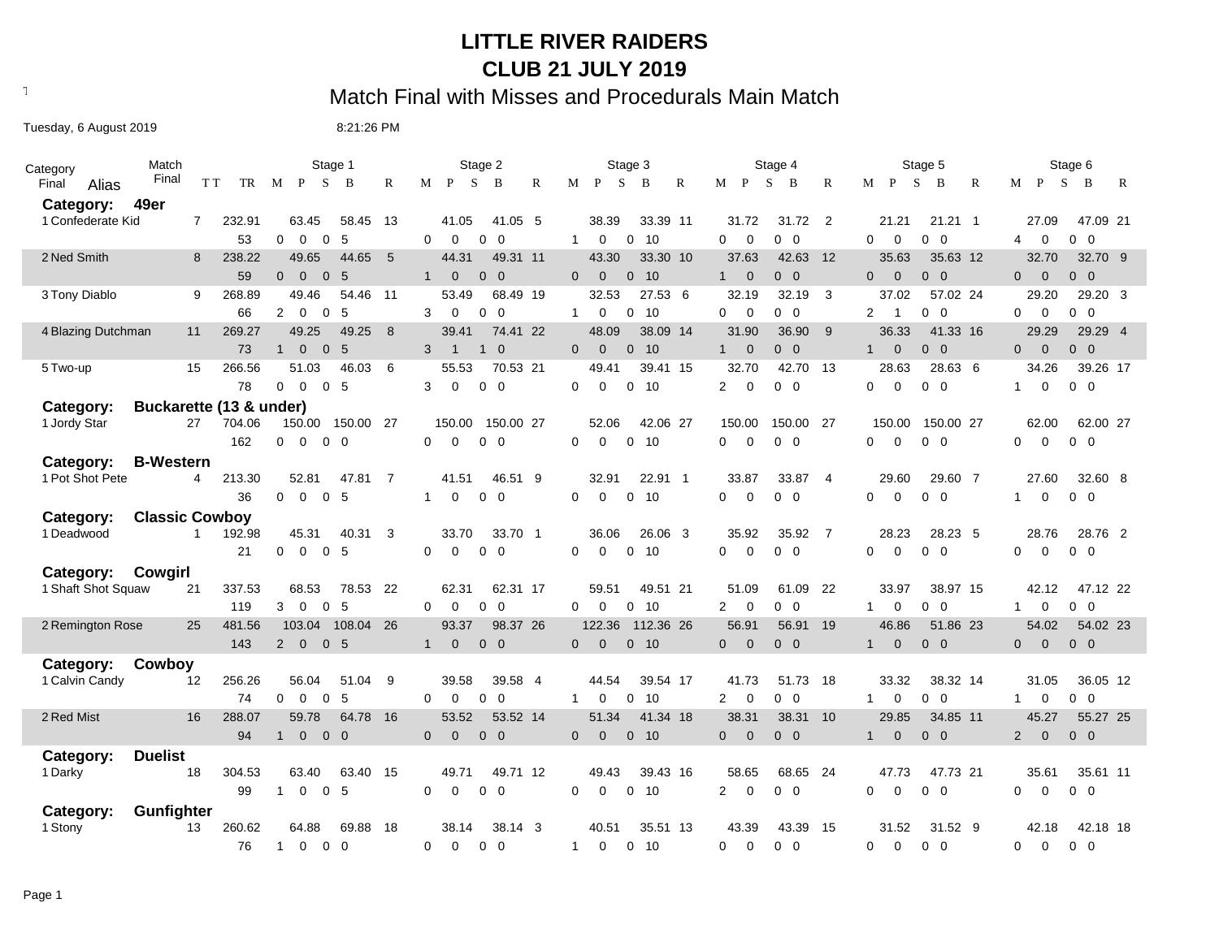# LITTLE RIVER RAIDERS
# CLUB 21 JULY 2019

## Match Final with Misses and Procedurals Main Match

Tuesday, 6 August 2019 8:21:26 PM

| Category Final | Alias | Match Final | TT / TR | Stage 1 | | | Stage 2 | | | Stage 3 | | | Stage 4 | | | Stage 5 | | | Stage 6 | | |
|---|---|---|---|---|---|---|---|---|---|---|---|---|---|---|---|---|---|---|---|---|---|
| | | | | M P S B | | R | M P S B | | R | M P S B | | R | M P S B | | R | M P S B | | R | M P S B | | R |
| **Category: 49er** | | | | | | | | | | | | | | | | | | | | | |
| 1 | Confederate Kid | 7 | 232.91 | 63.45 | 58.45 | 13 | 41.05 | 41.05 | 5 | 38.39 | 33.39 | 11 | 31.72 | 31.72 | 2 | 21.21 | 21.21 | 1 | 27.09 | 47.09 | 21 |
| | | | 53 | 0 0 0 5 | | | 0 0 0 0 | | | 1 0 0 10 | | | 0 0 0 0 | | | 0 0 0 0 | | | 4 0 0 0 | | |
| 2 | Ned Smith | 8 | 238.22 | 49.65 | 44.65 | 5 | 44.31 | 49.31 | 11 | 43.30 | 33.30 | 10 | 37.63 | 42.63 | 12 | 35.63 | 35.63 | 12 | 32.70 | 32.70 | 9 |
| | | | 59 | 0 0 0 5 | | | 1 0 0 0 | | | 0 0 0 10 | | | 1 0 0 0 | | | 0 0 0 0 | | | 0 0 0 0 | | |
| 3 | Tony Diablo | 9 | 268.89 | 49.46 | 54.46 | 11 | 53.49 | 68.49 | 19 | 32.53 | 27.53 | 6 | 32.19 | 32.19 | 3 | 37.02 | 57.02 | 24 | 29.20 | 29.20 | 3 |
| | | | 66 | 2 0 0 5 | | | 3 0 0 0 | | | 1 0 0 10 | | | 0 0 0 0 | | | 2 1 0 0 | | | 0 0 0 0 | | |
| 4 | Blazing Dutchman | 11 | 269.27 | 49.25 | 49.25 | 8 | 39.41 | 74.41 | 22 | 48.09 | 38.09 | 14 | 31.90 | 36.90 | 9 | 36.33 | 41.33 | 16 | 29.29 | 29.29 | 4 |
| | | | 73 | 1 0 0 5 | | | 3 1 1 0 | | | 0 0 0 10 | | | 1 0 0 0 | | | 1 0 0 0 | | | 0 0 0 0 | | |
| 5 | Two-up | 15 | 266.56 | 51.03 | 46.03 | 6 | 55.53 | 70.53 | 21 | 49.41 | 39.41 | 15 | 32.70 | 42.70 | 13 | 28.63 | 28.63 | 6 | 34.26 | 39.26 | 17 |
| | | | 78 | 0 0 0 5 | | | 3 0 0 0 | | | 0 0 0 10 | | | 2 0 0 0 | | | 0 0 0 0 | | | 1 0 0 0 | | |
| **Category: Buckarette (13 & under)** | | | | | | | | | | | | | | | | | | | | | |
| 1 | Jordy Star | 27 | 704.06 | 150.00 | 150.00 | 27 | 150.00 | 150.00 | 27 | 52.06 | 42.06 | 27 | 150.00 | 150.00 | 27 | 150.00 | 150.00 | 27 | 62.00 | 62.00 | 27 |
| | | | 162 | 0 0 0 0 | | | 0 0 0 0 | | | 0 0 0 10 | | | 0 0 0 0 | | | 0 0 0 0 | | | 0 0 0 0 | | |
| **Category: B-Western** | | | | | | | | | | | | | | | | | | | | | |
| 1 | Pot Shot Pete | 4 | 213.30 | 52.81 | 47.81 | 7 | 41.51 | 46.51 | 9 | 32.91 | 22.91 | 1 | 33.87 | 33.87 | 4 | 29.60 | 29.60 | 7 | 27.60 | 32.60 | 8 |
| | | | 36 | 0 0 0 5 | | | 1 0 0 0 | | | 0 0 0 10 | | | 0 0 0 0 | | | 0 0 0 0 | | | 1 0 0 0 | | |
| **Category: Classic Cowboy** | | | | | | | | | | | | | | | | | | | | | |
| 1 | Deadwood | 1 | 192.98 | 45.31 | 40.31 | 3 | 33.70 | 33.70 | 1 | 36.06 | 26.06 | 3 | 35.92 | 35.92 | 7 | 28.23 | 28.23 | 5 | 28.76 | 28.76 | 2 |
| | | | 21 | 0 0 0 5 | | | 0 0 0 0 | | | 0 0 0 10 | | | 0 0 0 0 | | | 0 0 0 0 | | | 0 0 0 0 | | |
| **Category: Cowgirl** | | | | | | | | | | | | | | | | | | | | | |
| 1 | Shaft Shot Squaw | 21 | 337.53 | 68.53 | 78.53 | 22 | 62.31 | 62.31 | 17 | 59.51 | 49.51 | 21 | 51.09 | 61.09 | 22 | 33.97 | 38.97 | 15 | 42.12 | 47.12 | 22 |
| | | | 119 | 3 0 0 5 | | | 0 0 0 0 | | | 0 0 0 10 | | | 2 0 0 0 | | | 1 0 0 0 | | | 1 0 0 0 | | |
| 2 | Remington Rose | 25 | 481.56 | 103.04 | 108.04 | 26 | 93.37 | 98.37 | 26 | 122.36 | 112.36 | 26 | 56.91 | 56.91 | 19 | 46.86 | 51.86 | 23 | 54.02 | 54.02 | 23 |
| | | | 143 | 2 0 0 5 | | | 1 0 0 0 | | | 0 0 0 10 | | | 0 0 0 0 | | | 1 0 0 0 | | | 0 0 0 0 | | |
| **Category: Cowboy** | | | | | | | | | | | | | | | | | | | | | |
| 1 | Calvin Candy | 12 | 256.26 | 56.04 | 51.04 | 9 | 39.58 | 39.58 | 4 | 44.54 | 39.54 | 17 | 41.73 | 51.73 | 18 | 33.32 | 38.32 | 14 | 31.05 | 36.05 | 12 |
| | | | 74 | 0 0 0 5 | | | 0 0 0 0 | | | 1 0 0 10 | | | 2 0 0 0 | | | 1 0 0 0 | | | 1 0 0 0 | | |
| 2 | Red Mist | 16 | 288.07 | 59.78 | 64.78 | 16 | 53.52 | 53.52 | 14 | 51.34 | 41.34 | 18 | 38.31 | 38.31 | 10 | 29.85 | 34.85 | 11 | 45.27 | 55.27 | 25 |
| | | | 94 | 1 0 0 0 | | | 0 0 0 0 | | | 0 0 0 10 | | | 0 0 0 0 | | | 1 0 0 0 | | | 2 0 0 0 | | |
| **Category: Duelist** | | | | | | | | | | | | | | | | | | | | | |
| 1 | Darky | 18 | 304.53 | 63.40 | 63.40 | 15 | 49.71 | 49.71 | 12 | 49.43 | 39.43 | 16 | 58.65 | 68.65 | 24 | 47.73 | 47.73 | 21 | 35.61 | 35.61 | 11 |
| | | | 99 | 1 0 0 5 | | | 0 0 0 0 | | | 0 0 0 10 | | | 2 0 0 0 | | | 0 0 0 0 | | | 0 0 0 0 | | |
| **Category: Gunfighter** | | | | | | | | | | | | | | | | | | | | | |
| 1 | Stony | 13 | 260.62 | 64.88 | 69.88 | 18 | 38.14 | 38.14 | 3 | 40.51 | 35.51 | 13 | 43.39 | 43.39 | 15 | 31.52 | 31.52 | 9 | 42.18 | 42.18 | 18 |
| | | | 76 | 1 0 0 0 | | | 0 0 0 0 | | | 1 0 0 10 | | | 0 0 0 0 | | | 0 0 0 0 | | | 0 0 0 0 | | |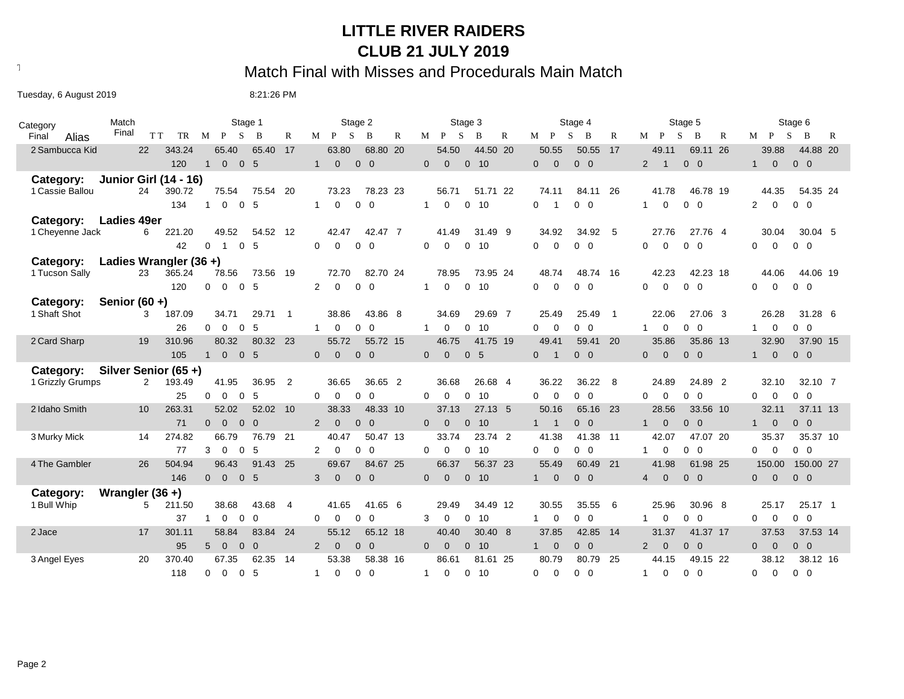# LITTLE RIVER RAIDERS

## CLUB 21 JULY 2019

### Match Final with Misses and Procedurals Main Match

Tuesday, 6 August 2019 8:21:26 PM

| Category | | Match | | | Stage 1 | | | | | Stage 2 | | | | | Stage 3 | | | | | Stage 4 | | | | | Stage 5 | | | | | Stage 6 | | | | |
|---|---|---|---|---|---|---|---|---|---|---|---|---|---|---|---|---|---|---|---|---|---|---|---|---|---|---|---|---|---|---|---|---|---|---|
| Final | Alias | Final | TT | TR | M | P | S | B | R | M | P | S | B | R | M | P | S | B | R | M | P | S | B | R | M | P | S | B | R | M | P | S | B | R |
| 2 | Sambucca Kid | 22 | | 343.24 | | 65.40 | | 65.40 | 17 | | 63.80 | | 68.80 | 20 | | 54.50 | | 44.50 | 20 | | 50.55 | | 50.55 | 17 | | 49.11 | | 69.11 | 26 | | 39.88 | | 44.88 | 20 |
| | | | 120 | | 1 | 0 | 0 | 5 | | 1 | 0 | 0 | 0 | | 0 | 0 | 0 | 10 | | 0 | 0 | 0 | 0 | | 2 | 1 | 0 | 0 | | 1 | 0 | 0 | 0 | |
| **Category:** | **Junior Girl (14 - 16)** | | | | | | | | | | | | | | | | | | | | | | | | | | | | | | | | | |
| 1 | Cassie Ballou | 24 | | 390.72 | | 75.54 | | 75.54 | 20 | | 73.23 | | 78.23 | 23 | | 56.71 | | 51.71 | 22 | | 74.11 | | 84.11 | 26 | | 41.78 | | 46.78 | 19 | | 44.35 | | 54.35 | 24 |
| | | | 134 | | 1 | 0 | 0 | 5 | | 1 | 0 | 0 | 0 | | 1 | 0 | 0 | 10 | | 0 | 1 | 0 | 0 | | 1 | 0 | 0 | 0 | | 2 | 0 | 0 | 0 | |
| **Category:** | **Ladies 49er** | | | | | | | | | | | | | | | | | | | | | | | | | | | | | | | | | |
| 1 | Cheyenne Jack | 6 | | 221.20 | | 49.52 | | 54.52 | 12 | | 42.47 | | 42.47 | 7 | | 41.49 | | 31.49 | 9 | | 34.92 | | 34.92 | 5 | | 27.76 | | 27.76 | 4 | | 30.04 | | 30.04 | 5 |
| | | | 42 | | 0 | 1 | 0 | 5 | | 0 | 0 | 0 | 0 | | 0 | 0 | 0 | 10 | | 0 | 0 | 0 | 0 | | 0 | 0 | 0 | 0 | | 0 | 0 | 0 | 0 | |
| **Category:** | **Ladies Wrangler (36 +)** | | | | | | | | | | | | | | | | | | | | | | | | | | | | | | | | | |
| 1 | Tucson Sally | 23 | | 365.24 | | 78.56 | | 73.56 | 19 | | 72.70 | | 82.70 | 24 | | 78.95 | | 73.95 | 24 | | 48.74 | | 48.74 | 16 | | 42.23 | | 42.23 | 18 | | 44.06 | | 44.06 | 19 |
| | | | 120 | | 0 | 0 | 0 | 5 | | 2 | 0 | 0 | 0 | | 1 | 0 | 0 | 10 | | 0 | 0 | 0 | 0 | | 0 | 0 | 0 | 0 | | 0 | 0 | 0 | 0 | |
| **Category:** | **Senior (60 +)** | | | | | | | | | | | | | | | | | | | | | | | | | | | | | | | | | |
| 1 | Shaft Shot | 3 | | 187.09 | | 34.71 | | 29.71 | 1 | | 38.86 | | 43.86 | 8 | | 34.69 | | 29.69 | 7 | | 25.49 | | 25.49 | 1 | | 22.06 | | 27.06 | 3 | | 26.28 | | 31.28 | 6 |
| | | | 26 | | 0 | 0 | 0 | 5 | | 1 | 0 | 0 | 0 | | 1 | 0 | 0 | 10 | | 0 | 0 | 0 | 0 | | 1 | 0 | 0 | 0 | | 1 | 0 | 0 | 0 | |
| 2 | Card Sharp | 19 | | 310.96 | | 80.32 | | 80.32 | 23 | | 55.72 | | 55.72 | 15 | | 46.75 | | 41.75 | 19 | | 49.41 | | 59.41 | 20 | | 35.86 | | 35.86 | 13 | | 32.90 | | 37.90 | 15 |
| | | | 105 | | 1 | 0 | 0 | 5 | | 0 | 0 | 0 | 0 | | 0 | 0 | 0 | 5 | | 0 | 1 | 0 | 0 | | 0 | 0 | 0 | 0 | | 1 | 0 | 0 | 0 | |
| **Category:** | **Silver Senior (65 +)** | | | | | | | | | | | | | | | | | | | | | | | | | | | | | | | | | |
| 1 | Grizzly Grumps | 2 | | 193.49 | | 41.95 | | 36.95 | 2 | | 36.65 | | 36.65 | 2 | | 36.68 | | 26.68 | 4 | | 36.22 | | 36.22 | 8 | | 24.89 | | 24.89 | 2 | | 32.10 | | 32.10 | 7 |
| | | | 25 | | 0 | 0 | 0 | 5 | | 0 | 0 | 0 | 0 | | 0 | 0 | 0 | 10 | | 0 | 0 | 0 | 0 | | 0 | 0 | 0 | 0 | | 0 | 0 | 0 | 0 | |
| 2 | Idaho Smith | 10 | | 263.31 | | 52.02 | | 52.02 | 10 | | 38.33 | | 48.33 | 10 | | 37.13 | | 27.13 | 5 | | 50.16 | | 65.16 | 23 | | 28.56 | | 33.56 | 10 | | 32.11 | | 37.11 | 13 |
| | | | 71 | | 0 | 0 | 0 | 0 | | 2 | 0 | 0 | 0 | | 0 | 0 | 0 | 10 | | 1 | 1 | 0 | 0 | | 1 | 0 | 0 | 0 | | 1 | 0 | 0 | 0 | |
| 3 | Murky Mick | 14 | | 274.82 | | 66.79 | | 76.79 | 21 | | 40.47 | | 50.47 | 13 | | 33.74 | | 23.74 | 2 | | 41.38 | | 41.38 | 11 | | 42.07 | | 47.07 | 20 | | 35.37 | | 35.37 | 10 |
| | | | 77 | | 3 | 0 | 0 | 5 | | 2 | 0 | 0 | 0 | | 0 | 0 | 0 | 10 | | 0 | 0 | 0 | 0 | | 1 | 0 | 0 | 0 | | 0 | 0 | 0 | 0 | |
| 4 | The Gambler | 26 | | 504.94 | | 96.43 | | 91.43 | 25 | | 69.67 | | 84.67 | 25 | | 66.37 | | 56.37 | 23 | | 55.49 | | 60.49 | 21 | | 41.98 | | 61.98 | 25 | | 150.00 | | 150.00 | 27 |
| | | | 146 | | 0 | 0 | 0 | 5 | | 3 | 0 | 0 | 0 | | 0 | 0 | 0 | 10 | | 1 | 0 | 0 | 0 | | 4 | 0 | 0 | 0 | | 0 | 0 | 0 | 0 | |
| **Category:** | **Wrangler (36 +)** | | | | | | | | | | | | | | | | | | | | | | | | | | | | | | | | | |
| 1 | Bull Whip | 5 | | 211.50 | | 38.68 | | 43.68 | 4 | | 41.65 | | 41.65 | 6 | | 29.49 | | 34.49 | 12 | | 30.55 | | 35.55 | 6 | | 25.96 | | 30.96 | 8 | | 25.17 | | 25.17 | 1 |
| | | | 37 | | 1 | 0 | 0 | 0 | | 0 | 0 | 0 | 0 | | 3 | 0 | 0 | 10 | | 1 | 0 | 0 | 0 | | 1 | 0 | 0 | 0 | | 0 | 0 | 0 | 0 | |
| 2 | Jace | 17 | | 301.11 | | 58.84 | | 83.84 | 24 | | 55.12 | | 65.12 | 18 | | 40.40 | | 30.40 | 8 | | 37.85 | | 42.85 | 14 | | 31.37 | | 41.37 | 17 | | 37.53 | | 37.53 | 14 |
| | | | 95 | | 5 | 0 | 0 | 0 | | 2 | 0 | 0 | 0 | | 0 | 0 | 0 | 10 | | 1 | 0 | 0 | 0 | | 2 | 0 | 0 | 0 | | 0 | 0 | 0 | 0 | |
| 3 | Angel Eyes | 20 | | 370.40 | | 67.35 | | 62.35 | 14 | | 53.38 | | 58.38 | 16 | | 86.61 | | 81.61 | 25 | | 80.79 | | 80.79 | 25 | | 44.15 | | 49.15 | 22 | | 38.12 | | 38.12 | 16 |
| | | | 118 | | 0 | 0 | 0 | 5 | | 1 | 0 | 0 | 0 | | 1 | 0 | 0 | 10 | | 0 | 0 | 0 | 0 | | 1 | 0 | 0 | 0 | | 0 | 0 | 0 | 0 | |